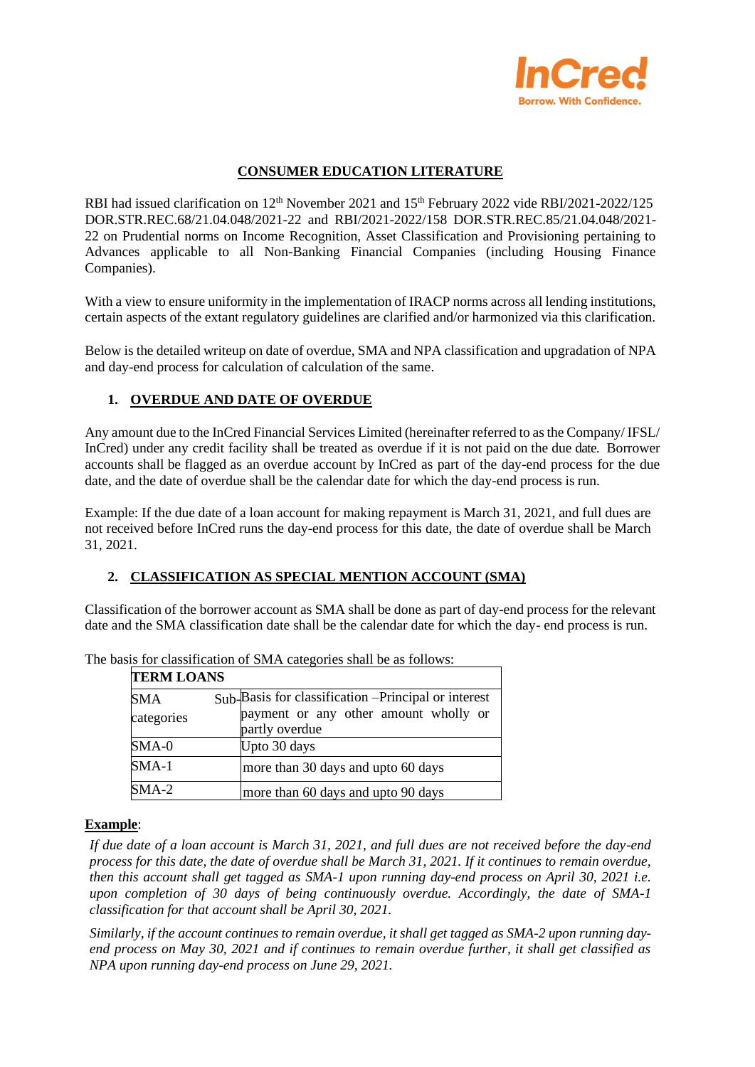InCred
Borrow. With Confidence.

# CONSUMER EDUCATION LITERATURE

RBI had issued clarification on 12th November 2021 and 15th February 2022 vide RBI/2021-2022/125 DOR.STR.REC.68/21.04.048/2021-22 and RBI/2021-2022/158 DOR.STR.REC.85/21.04.048/2021-22 on Prudential norms on Income Recognition, Asset Classification and Provisioning pertaining to Advances applicable to all Non-Banking Financial Companies (including Housing Finance Companies).

With a view to ensure uniformity in the implementation of IRACP norms across all lending institutions, certain aspects of the extant regulatory guidelines are clarified and/or harmonized via this clarification.

Below is the detailed writeup on date of overdue, SMA and NPA classification and upgradation of NPA and day-end process for calculation of calculation of the same.

## 1. OVERDUE AND DATE OF OVERDUE

Any amount due to the InCred Financial Services Limited (hereinafter referred to as the Company/ IFSL/ InCred) under any credit facility shall be treated as overdue if it is not paid on the due date. Borrower accounts shall be flagged as an overdue account by InCred as part of the day-end process for the due date, and the date of overdue shall be the calendar date for which the day-end process is run.

Example: If the due date of a loan account for making repayment is March 31, 2021, and full dues are not received before InCred runs the day-end process for this date, the date of overdue shall be March 31, 2021.

## 2. CLASSIFICATION AS SPECIAL MENTION ACCOUNT (SMA)

Classification of the borrower account as SMA shall be done as part of day-end process for the relevant date and the SMA classification date shall be the calendar date for which the day- end process is run.

The basis for classification of SMA categories shall be as follows:

| TERM LOANS | |
|---|---|
| SMA Sub-categories | Basis for classification –Principal or interest payment or any other amount wholly or partly overdue |
| SMA-0 | Upto 30 days |
| SMA-1 | more than 30 days and upto 60 days |
| SMA-2 | more than 60 days and upto 90 days |

**Example**:

*If due date of a loan account is March 31, 2021, and full dues are not received before the day-end process for this date, the date of overdue shall be March 31, 2021. If it continues to remain overdue, then this account shall get tagged as SMA-1 upon running day-end process on April 30, 2021 i.e. upon completion of 30 days of being continuously overdue. Accordingly, the date of SMA-1 classification for that account shall be April 30, 2021.*

*Similarly, if the account continues to remain overdue, it shall get tagged as SMA-2 upon running day-end process on May 30, 2021 and if continues to remain overdue further, it shall get classified as NPA upon running day-end process on June 29, 2021.*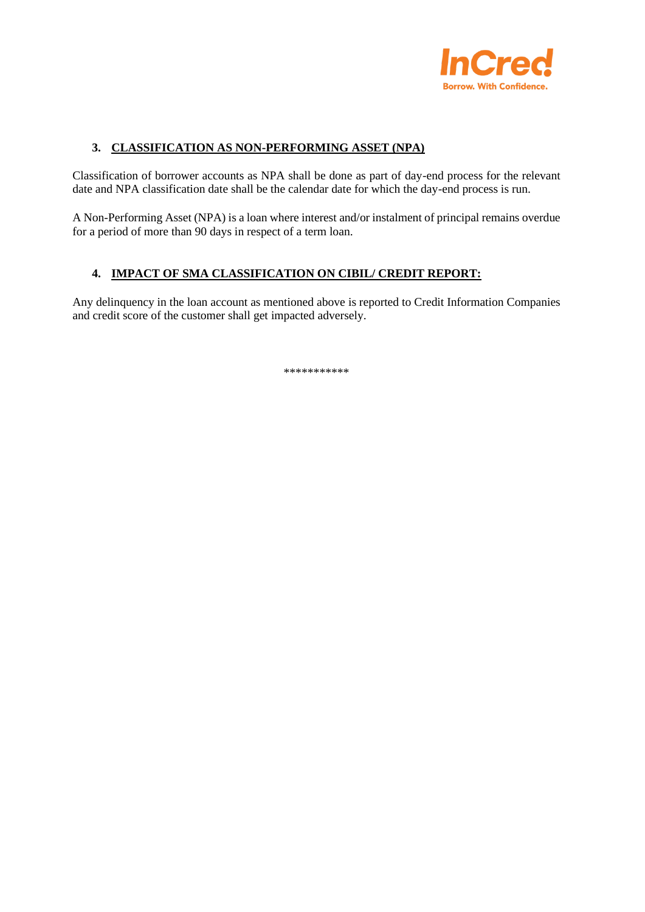## 3. CLASSIFICATION AS NON-PERFORMING ASSET (NPA)

Classification of borrower accounts as NPA shall be done as part of day-end process for the relevant date and NPA classification date shall be the calendar date for which the day-end process is run.

A Non-Performing Asset (NPA) is a loan where interest and/or instalment of principal remains overdue for a period of more than 90 days in respect of a term loan.

## 4. IMPACT OF SMA CLASSIFICATION ON CIBIL/ CREDIT REPORT:

Any delinquency in the loan account as mentioned above is reported to Credit Information Companies and credit score of the customer shall get impacted adversely.

***********